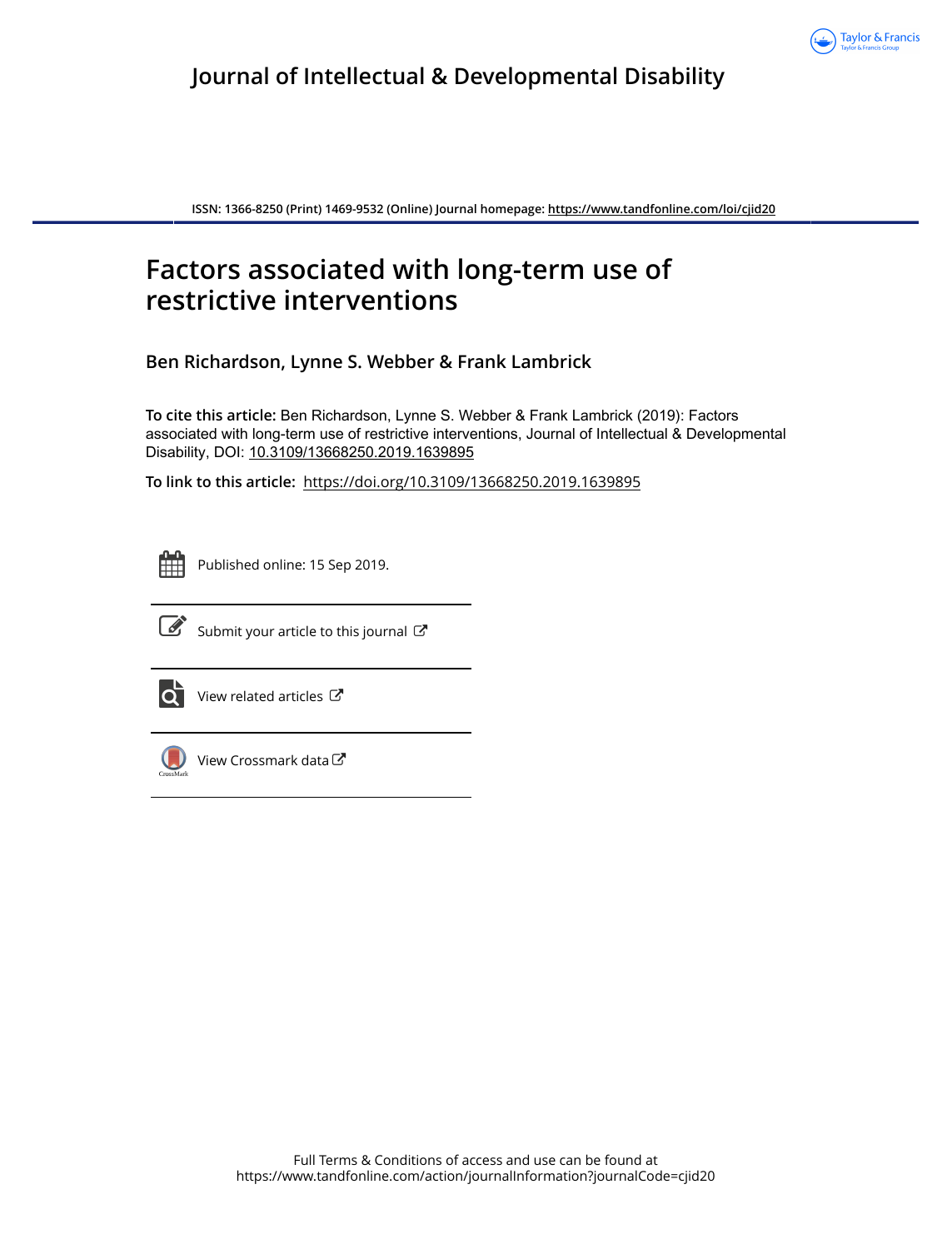# Journal of Intellectual & Developmental Disability

ISSN: 1366-8250 (Print) 1469-9532 (Online) Journal homepage: https://www.tandfonline.com/loi/cjid20

## Factors associated with long-term use of restrictive interventions

**Ben Richardson, Lynne S. Webber & Frank Lambrick**

**To cite this article:** Ben Richardson, Lynne S. Webber & Frank Lambrick (2019): Factors associated with long-term use of restrictive interventions, Journal of Intellectual & Developmental Disability, DOI: 10.3109/13668250.2019.1639895

**To link to this article:** https://doi.org/10.3109/13668250.2019.1639895

Published online: 15 Sep 2019.

Submit your article to this journal

View related articles

View Crossmark data

Full Terms & Conditions of access and use can be found at https://www.tandfonline.com/action/journalInformation?journalCode=cjid20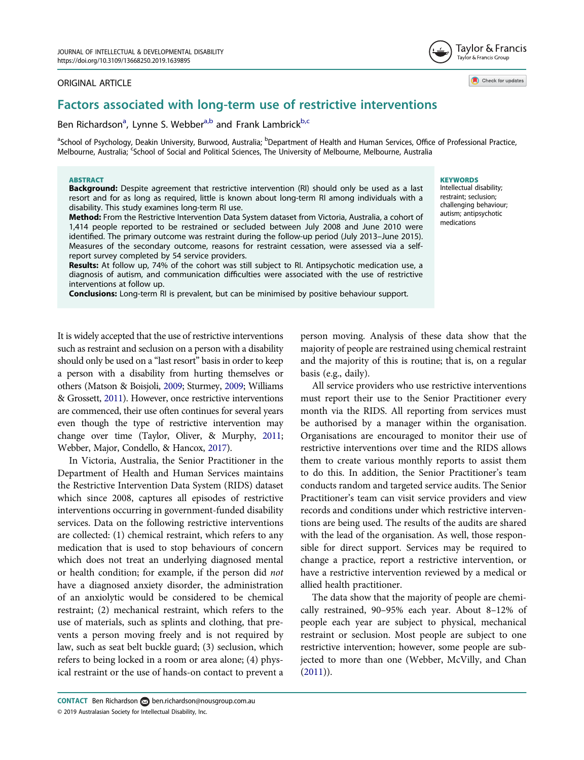ORIGINAL ARTICLE

# Factors associated with long-term use of restrictive interventions

Ben Richardson[a], Lynne S. Webber[a,b] and Frank Lambrick[b,c]

[a]School of Psychology, Deakin University, Burwood, Australia; [b]Department of Health and Human Services, Office of Professional Practice, Melbourne, Australia; [c]School of Social and Political Sciences, The University of Melbourne, Melbourne, Australia

**ABSTRACT**

**Background:** Despite agreement that restrictive intervention (RI) should only be used as a last resort and for as long as required, little is known about long-term RI among individuals with a disability. This study examines long-term RI use.

**Method:** From the Restrictive Intervention Data System dataset from Victoria, Australia, a cohort of 1,414 people reported to be restrained or secluded between July 2008 and June 2010 were identified. The primary outcome was restraint during the follow-up period (July 2013–June 2015). Measures of the secondary outcome, reasons for restraint cessation, were assessed via a self-report survey completed by 54 service providers.

**Results:** At follow up, 74% of the cohort was still subject to RI. Antipsychotic medication use, a diagnosis of autism, and communication difficulties were associated with the use of restrictive interventions at follow up.

**Conclusions:** Long-term RI is prevalent, but can be minimised by positive behaviour support.

**KEYWORDS**

Intellectual disability; restraint; seclusion; challenging behaviour; autism; antipsychotic medications

It is widely accepted that the use of restrictive interventions such as restraint and seclusion on a person with a disability should only be used on a "last resort" basis in order to keep a person with a disability from hurting themselves or others (Matson & Boisjoli, 2009; Sturmey, 2009; Williams & Grossett, 2011). However, once restrictive interventions are commenced, their use often continues for several years even though the type of restrictive intervention may change over time (Taylor, Oliver, & Murphy, 2011; Webber, Major, Condello, & Hancox, 2017).

In Victoria, Australia, the Senior Practitioner in the Department of Health and Human Services maintains the Restrictive Intervention Data System (RIDS) dataset which since 2008, captures all episodes of restrictive interventions occurring in government-funded disability services. Data on the following restrictive interventions are collected: (1) chemical restraint, which refers to any medication that is used to stop behaviours of concern which does not treat an underlying diagnosed mental or health condition; for example, if the person did *not* have a diagnosed anxiety disorder, the administration of an anxiolytic would be considered to be chemical restraint; (2) mechanical restraint, which refers to the use of materials, such as splints and clothing, that prevents a person moving freely and is not required by law, such as seat belt buckle guard; (3) seclusion, which refers to being locked in a room or area alone; (4) physical restraint or the use of hands-on contact to prevent a person moving. Analysis of these data show that the majority of people are restrained using chemical restraint and the majority of this is routine; that is, on a regular basis (e.g., daily).

All service providers who use restrictive interventions must report their use to the Senior Practitioner every month via the RIDS. All reporting from services must be authorised by a manager within the organisation. Organisations are encouraged to monitor their use of restrictive interventions over time and the RIDS allows them to create various monthly reports to assist them to do this. In addition, the Senior Practitioner's team conducts random and targeted service audits. The Senior Practitioner's team can visit service providers and view records and conditions under which restrictive interventions are being used. The results of the audits are shared with the lead of the organisation. As well, those responsible for direct support. Services may be required to change a practice, report a restrictive intervention, or have a restrictive intervention reviewed by a medical or allied health practitioner.

The data show that the majority of people are chemically restrained, 90–95% each year. About 8–12% of people each year are subject to physical, mechanical restraint or seclusion. Most people are subject to one restrictive intervention; however, some people are subjected to more than one (Webber, McVilly, and Chan (2011)).

**CONTACT** Ben Richardson ben.richardson@nousgroup.com.au

© 2019 Australasian Society for Intellectual Disability, Inc.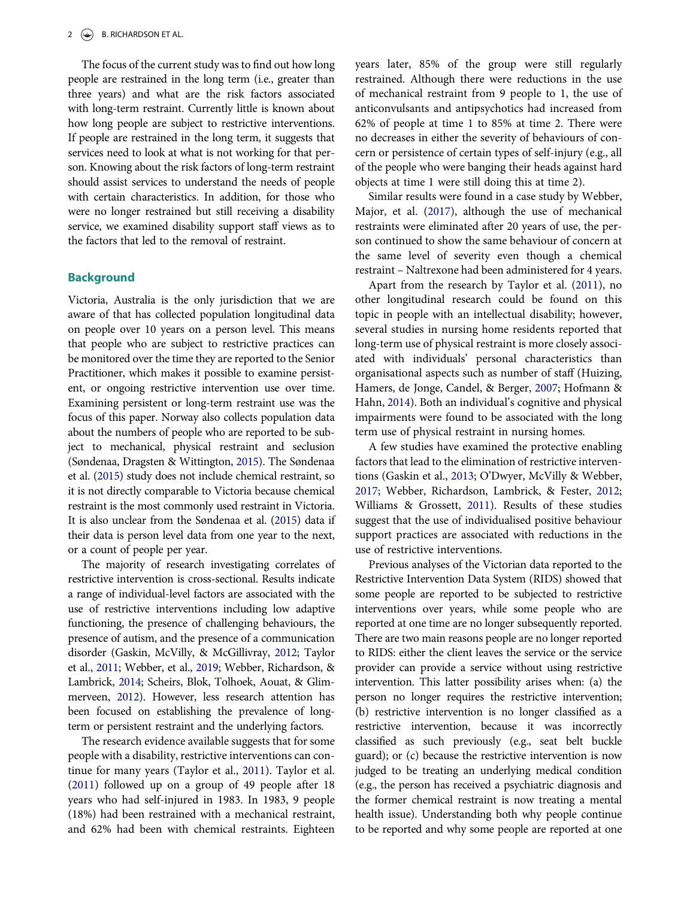The focus of the current study was to find out how long people are restrained in the long term (i.e., greater than three years) and what are the risk factors associated with long-term restraint. Currently little is known about how long people are subject to restrictive interventions. If people are restrained in the long term, it suggests that services need to look at what is not working for that person. Knowing about the risk factors of long-term restraint should assist services to understand the needs of people with certain characteristics. In addition, for those who were no longer restrained but still receiving a disability service, we examined disability support staff views as to the factors that led to the removal of restraint.

## Background

Victoria, Australia is the only jurisdiction that we are aware of that has collected population longitudinal data on people over 10 years on a person level. This means that people who are subject to restrictive practices can be monitored over the time they are reported to the Senior Practitioner, which makes it possible to examine persistent, or ongoing restrictive intervention use over time. Examining persistent or long-term restraint use was the focus of this paper. Norway also collects population data about the numbers of people who are reported to be subject to mechanical, physical restraint and seclusion (Søndenaa, Dragsten & Wittington, 2015). The Søndenaa et al. (2015) study does not include chemical restraint, so it is not directly comparable to Victoria because chemical restraint is the most commonly used restraint in Victoria. It is also unclear from the Søndenaa et al. (2015) data if their data is person level data from one year to the next, or a count of people per year.

The majority of research investigating correlates of restrictive intervention is cross-sectional. Results indicate a range of individual-level factors are associated with the use of restrictive interventions including low adaptive functioning, the presence of challenging behaviours, the presence of autism, and the presence of a communication disorder (Gaskin, McVilly, & McGillivray, 2012; Taylor et al., 2011; Webber, et al., 2019; Webber, Richardson, & Lambrick, 2014; Scheirs, Blok, Tolhoek, Aouat, & Glimmerveen, 2012). However, less research attention has been focused on establishing the prevalence of long-term or persistent restraint and the underlying factors.

The research evidence available suggests that for some people with a disability, restrictive interventions can continue for many years (Taylor et al., 2011). Taylor et al. (2011) followed up on a group of 49 people after 18 years who had self-injured in 1983. In 1983, 9 people (18%) had been restrained with a mechanical restraint, and 62% had been with chemical restraints. Eighteen years later, 85% of the group were still regularly restrained. Although there were reductions in the use of mechanical restraint from 9 people to 1, the use of anticonvulsants and antipsychotics had increased from 62% of people at time 1 to 85% at time 2. There were no decreases in either the severity of behaviours of concern or persistence of certain types of self-injury (e.g., all of the people who were banging their heads against hard objects at time 1 were still doing this at time 2).

Similar results were found in a case study by Webber, Major, et al. (2017), although the use of mechanical restraints were eliminated after 20 years of use, the person continued to show the same behaviour of concern at the same level of severity even though a chemical restraint – Naltrexone had been administered for 4 years.

Apart from the research by Taylor et al. (2011), no other longitudinal research could be found on this topic in people with an intellectual disability; however, several studies in nursing home residents reported that long-term use of physical restraint is more closely associated with individuals' personal characteristics than organisational aspects such as number of staff (Huizing, Hamers, de Jonge, Candel, & Berger, 2007; Hofmann & Hahn, 2014). Both an individual's cognitive and physical impairments were found to be associated with the long term use of physical restraint in nursing homes.

A few studies have examined the protective enabling factors that lead to the elimination of restrictive interventions (Gaskin et al., 2013; O'Dwyer, McVilly & Webber, 2017; Webber, Richardson, Lambrick, & Fester, 2012; Williams & Grossett, 2011). Results of these studies suggest that the use of individualised positive behaviour support practices are associated with reductions in the use of restrictive interventions.

Previous analyses of the Victorian data reported to the Restrictive Intervention Data System (RIDS) showed that some people are reported to be subjected to restrictive interventions over years, while some people who are reported at one time are no longer subsequently reported. There are two main reasons people are no longer reported to RIDS: either the client leaves the service or the service provider can provide a service without using restrictive intervention. This latter possibility arises when: (a) the person no longer requires the restrictive intervention; (b) restrictive intervention is no longer classified as a restrictive intervention, because it was incorrectly classified as such previously (e.g., seat belt buckle guard); or (c) because the restrictive intervention is now judged to be treating an underlying medical condition (e.g., the person has received a psychiatric diagnosis and the former chemical restraint is now treating a mental health issue). Understanding both why people continue to be reported and why some people are reported at one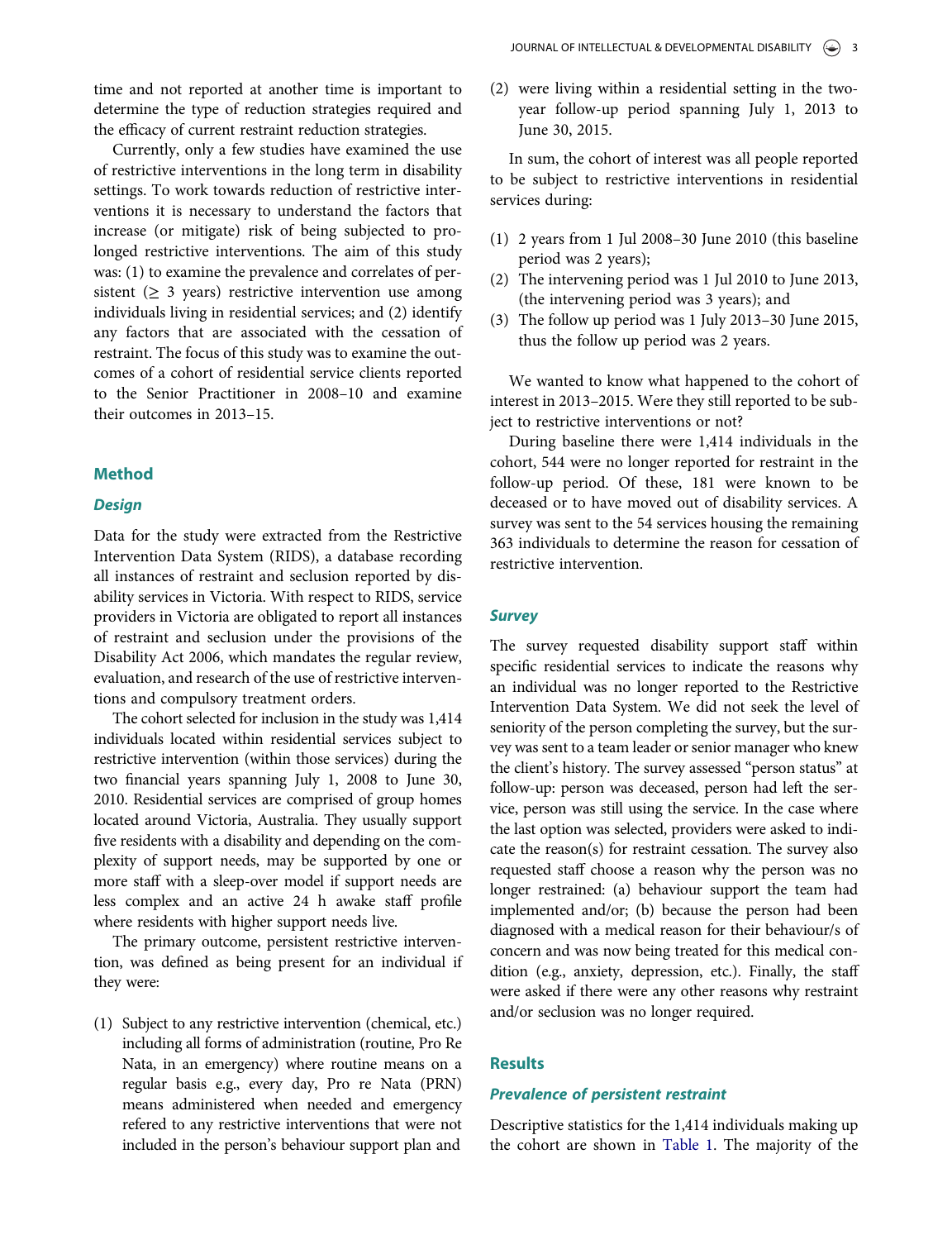time and not reported at another time is important to determine the type of reduction strategies required and the efficacy of current restraint reduction strategies.

Currently, only a few studies have examined the use of restrictive interventions in the long term in disability settings. To work towards reduction of restrictive interventions it is necessary to understand the factors that increase (or mitigate) risk of being subjected to prolonged restrictive interventions. The aim of this study was: (1) to examine the prevalence and correlates of persistent (≥ 3 years) restrictive intervention use among individuals living in residential services; and (2) identify any factors that are associated with the cessation of restraint. The focus of this study was to examine the outcomes of a cohort of residential service clients reported to the Senior Practitioner in 2008–10 and examine their outcomes in 2013–15.

## Method

### Design

Data for the study were extracted from the Restrictive Intervention Data System (RIDS), a database recording all instances of restraint and seclusion reported by disability services in Victoria. With respect to RIDS, service providers in Victoria are obligated to report all instances of restraint and seclusion under the provisions of the Disability Act 2006, which mandates the regular review, evaluation, and research of the use of restrictive interventions and compulsory treatment orders.

The cohort selected for inclusion in the study was 1,414 individuals located within residential services subject to restrictive intervention (within those services) during the two financial years spanning July 1, 2008 to June 30, 2010. Residential services are comprised of group homes located around Victoria, Australia. They usually support five residents with a disability and depending on the complexity of support needs, may be supported by one or more staff with a sleep-over model if support needs are less complex and an active 24 h awake staff profile where residents with higher support needs live.

The primary outcome, persistent restrictive intervention, was defined as being present for an individual if they were:

(1) Subject to any restrictive intervention (chemical, etc.) including all forms of administration (routine, Pro Re Nata, in an emergency) where routine means on a regular basis e.g., every day, Pro re Nata (PRN) means administered when needed and emergency refered to any restrictive interventions that were not included in the person's behaviour support plan and
(2) were living within a residential setting in the two-year follow-up period spanning July 1, 2013 to June 30, 2015.

In sum, the cohort of interest was all people reported to be subject to restrictive interventions in residential services during:

(1) 2 years from 1 Jul 2008–30 June 2010 (this baseline period was 2 years);
(2) The intervening period was 1 Jul 2010 to June 2013, (the intervening period was 3 years); and
(3) The follow up period was 1 July 2013–30 June 2015, thus the follow up period was 2 years.

We wanted to know what happened to the cohort of interest in 2013–2015. Were they still reported to be subject to restrictive interventions or not?

During baseline there were 1,414 individuals in the cohort, 544 were no longer reported for restraint in the follow-up period. Of these, 181 were known to be deceased or to have moved out of disability services. A survey was sent to the 54 services housing the remaining 363 individuals to determine the reason for cessation of restrictive intervention.

### Survey

The survey requested disability support staff within specific residential services to indicate the reasons why an individual was no longer reported to the Restrictive Intervention Data System. We did not seek the level of seniority of the person completing the survey, but the survey was sent to a team leader or senior manager who knew the client's history. The survey assessed "person status" at follow-up: person was deceased, person had left the service, person was still using the service. In the case where the last option was selected, providers were asked to indicate the reason(s) for restraint cessation. The survey also requested staff choose a reason why the person was no longer restrained: (a) behaviour support the team had implemented and/or; (b) because the person had been diagnosed with a medical reason for their behaviour/s of concern and was now being treated for this medical condition (e.g., anxiety, depression, etc.). Finally, the staff were asked if there were any other reasons why restraint and/or seclusion was no longer required.

## Results

### Prevalence of persistent restraint

Descriptive statistics for the 1,414 individuals making up the cohort are shown in Table 1. The majority of the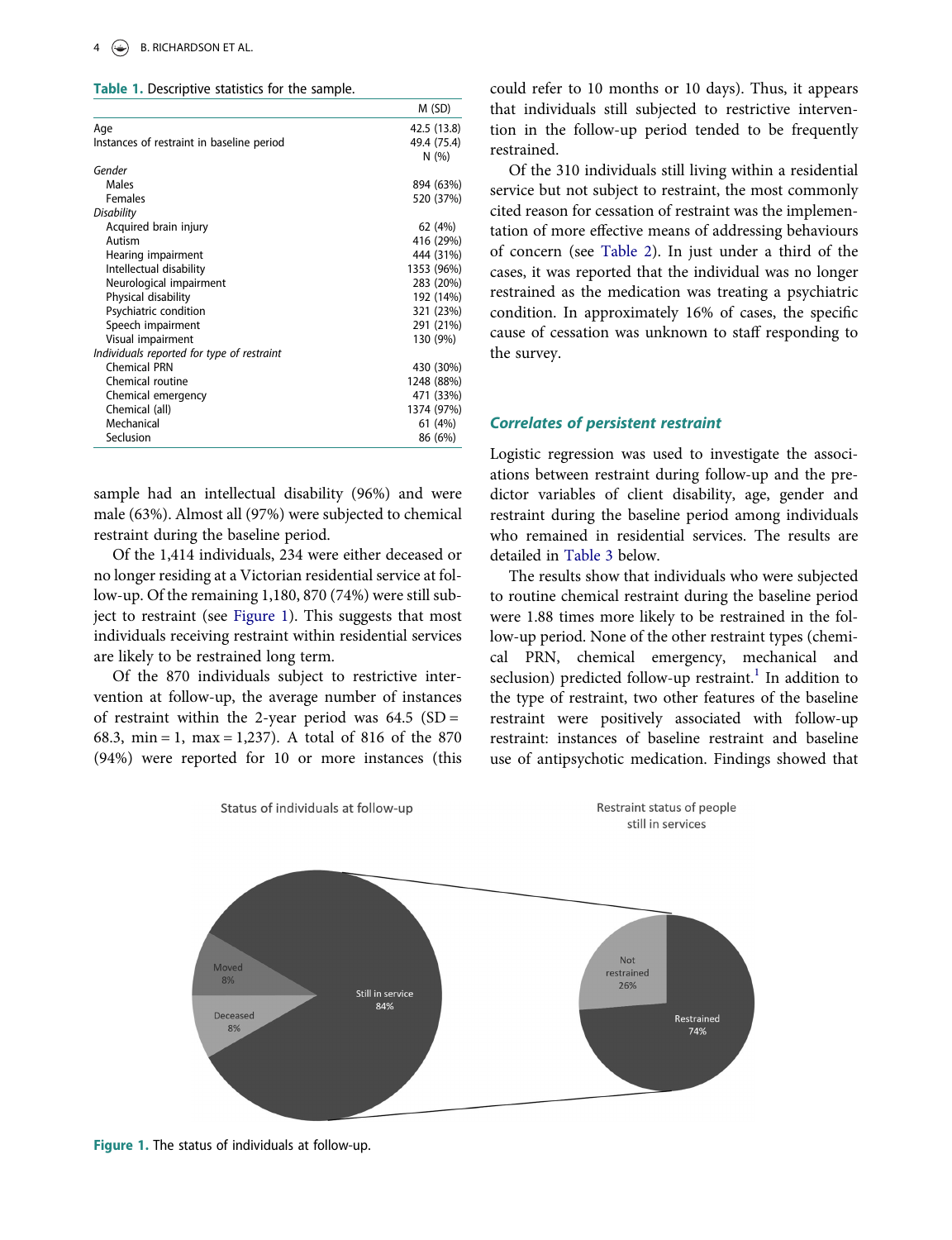**Table 1.** Descriptive statistics for the sample.

| | M (SD) |
|---|---|
| Age | 42.5 (13.8) |
| Instances of restraint in baseline period | 49.4 (75.4) |
| | N (%) |
| *Gender* | |
| Males | 894 (63%) |
| Females | 520 (37%) |
| *Disability* | |
| Acquired brain injury | 62 (4%) |
| Autism | 416 (29%) |
| Hearing impairment | 444 (31%) |
| Intellectual disability | 1353 (96%) |
| Neurological impairment | 283 (20%) |
| Physical disability | 192 (14%) |
| Psychiatric condition | 321 (23%) |
| Speech impairment | 291 (21%) |
| Visual impairment | 130 (9%) |
| *Individuals reported for type of restraint* | |
| Chemical PRN | 430 (30%) |
| Chemical routine | 1248 (88%) |
| Chemical emergency | 471 (33%) |
| Chemical (all) | 1374 (97%) |
| Mechanical | 61 (4%) |
| Seclusion | 86 (6%) |

sample had an intellectual disability (96%) and were male (63%). Almost all (97%) were subjected to chemical restraint during the baseline period.

Of the 1,414 individuals, 234 were either deceased or no longer residing at a Victorian residential service at follow-up. Of the remaining 1,180, 870 (74%) were still subject to restraint (see Figure 1). This suggests that most individuals receiving restraint within residential services are likely to be restrained long term.

Of the 870 individuals subject to restrictive intervention at follow-up, the average number of instances of restraint within the 2-year period was 64.5 (SD = 68.3, min = 1, max = 1,237). A total of 816 of the 870 (94%) were reported for 10 or more instances (this could refer to 10 months or 10 days). Thus, it appears that individuals still subjected to restrictive intervention in the follow-up period tended to be frequently restrained.

Of the 310 individuals still living within a residential service but not subject to restraint, the most commonly cited reason for cessation of restraint was the implementation of more effective means of addressing behaviours of concern (see Table 2). In just under a third of the cases, it was reported that the individual was no longer restrained as the medication was treating a psychiatric condition. In approximately 16% of cases, the specific cause of cessation was unknown to staff responding to the survey.

### *Correlates of persistent restraint*

Logistic regression was used to investigate the associations between restraint during follow-up and the predictor variables of client disability, age, gender and restraint during the baseline period among individuals who remained in residential services. The results are detailed in Table 3 below.

The results show that individuals who were subjected to routine chemical restraint during the baseline period were 1.88 times more likely to be restrained in the follow-up period. None of the other restraint types (chemical PRN, chemical emergency, mechanical and seclusion) predicted follow-up restraint.[1] In addition to the type of restraint, two other features of the baseline restraint were positively associated with follow-up restraint: instances of baseline restraint and baseline use of antipsychotic medication. Findings showed that

Status of individuals at follow-up

Restraint status of people still in services

Moved 8%

Deceased 8%

Still in service 84%

Not restrained 26%

Restrained 74%

**Figure 1.** The status of individuals at follow-up.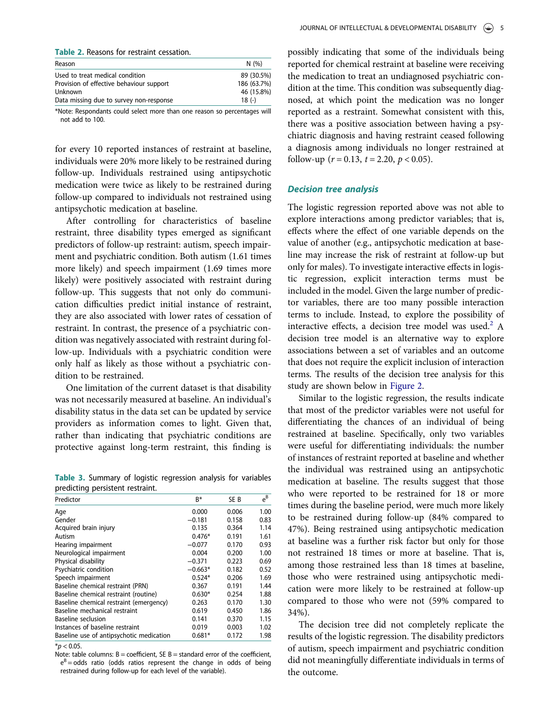**Table 2.** Reasons for restraint cessation.

| Reason | N (%) |
|---|---|
| Used to treat medical condition | 89 (30.5%) |
| Provision of effective behaviour support | 186 (63.7%) |
| Unknown | 46 (15.8%) |
| Data missing due to survey non-response | 18 (-) |

*Note: Respondants could select more than one reason so percentages will not add to 100.

for every 10 reported instances of restraint at baseline, individuals were 20% more likely to be restrained during follow-up. Individuals restrained using antipsychotic medication were twice as likely to be restrained during follow-up compared to individuals not restrained using antipsychotic medication at baseline.

After controlling for characteristics of baseline restraint, three disability types emerged as significant predictors of follow-up restraint: autism, speech impairment and psychiatric condition. Both autism (1.61 times more likely) and speech impairment (1.69 times more likely) were positively associated with restraint during follow-up. This suggests that not only do communication difficulties predict initial instance of restraint, they are also associated with lower rates of cessation of restraint. In contrast, the presence of a psychiatric condition was negatively associated with restraint during follow-up. Individuals with a psychiatric condition were only half as likely as those without a psychiatric condition to be restrained.

One limitation of the current dataset is that disability was not necessarily measured at baseline. An individual's disability status in the data set can be updated by service providers as information comes to light. Given that, rather than indicating that psychiatric conditions are protective against long-term restraint, this finding is

**Table 3.** Summary of logistic regression analysis for variables predicting persistent restraint.

| Predictor | B* | SE B | $e^B$ |
|---|---|---|---|
| Age | 0.000 | 0.006 | 1.00 |
| Gender | −0.181 | 0.158 | 0.83 |
| Acquired brain injury | 0.135 | 0.364 | 1.14 |
| Autism | 0.476* | 0.191 | 1.61 |
| Hearing impairment | −0.077 | 0.170 | 0.93 |
| Neurological impairment | 0.004 | 0.200 | 1.00 |
| Physical disability | −0.371 | 0.223 | 0.69 |
| Psychiatric condition | −0.663* | 0.182 | 0.52 |
| Speech impairment | 0.524* | 0.206 | 1.69 |
| Baseline chemical restraint (PRN) | 0.367 | 0.191 | 1.44 |
| Baseline chemical restraint (routine) | 0.630* | 0.254 | 1.88 |
| Baseline chemical restraint (emergency) | 0.263 | 0.170 | 1.30 |
| Baseline mechanical restraint | 0.619 | 0.450 | 1.86 |
| Baseline seclusion | 0.141 | 0.370 | 1.15 |
| Instances of baseline restraint | 0.019 | 0.003 | 1.02 |
| Baseline use of antipsychotic medication | 0.681* | 0.172 | 1.98 |

$^*p < 0.05$.

Note: table columns: B = coefficient, SE B = standard error of the coefficient, $e^B$ = odds ratio (odds ratios represent the change in odds of being restrained during follow-up for each level of the variable).

possibly indicating that some of the individuals being reported for chemical restraint at baseline were receiving the medication to treat an undiagnosed psychiatric condition at the time. This condition was subsequently diagnosed, at which point the medication was no longer reported as a restraint. Somewhat consistent with this, there was a positive association between having a psychiatric diagnosis and having restraint ceased following a diagnosis among individuals no longer restrained at follow-up ($r = 0.13$, $t = 2.20$, $p < 0.05$).

### *Decision tree analysis*

The logistic regression reported above was not able to explore interactions among predictor variables; that is, effects where the effect of one variable depends on the value of another (e.g., antipsychotic medication at baseline may increase the risk of restraint at follow-up but only for males). To investigate interactive effects in logistic regression, explicit interaction terms must be included in the model. Given the large number of predictor variables, there are too many possible interaction terms to include. Instead, to explore the possibility of interactive effects, a decision tree model was used.[2] A decision tree model is an alternative way to explore associations between a set of variables and an outcome that does not require the explicit inclusion of interaction terms. The results of the decision tree analysis for this study are shown below in Figure 2.

Similar to the logistic regression, the results indicate that most of the predictor variables were not useful for differentiating the chances of an individual of being restrained at baseline. Specifically, only two variables were useful for differentiating individuals: the number of instances of restraint reported at baseline and whether the individual was restrained using an antipsychotic medication at baseline. The results suggest that those who were reported to be restrained for 18 or more times during the baseline period, were much more likely to be restrained during follow-up (84% compared to 47%). Being restrained using antipsychotic medication at baseline was a further risk factor but only for those not restrained 18 times or more at baseline. That is, among those restrained less than 18 times at baseline, those who were restrained using antipsychotic medication were more likely to be restrained at follow-up compared to those who were not (59% compared to 34%).

The decision tree did not completely replicate the results of the logistic regression. The disability predictors of autism, speech impairment and psychiatric condition did not meaningfully differentiate individuals in terms of the outcome.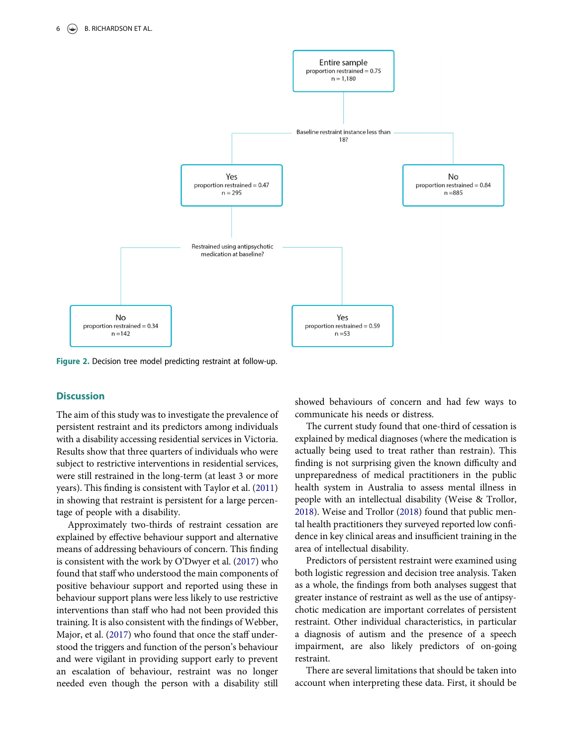Entire sample
proportion restrained = 0.75
n = 1,180

Baseline restraint instance less than 18?

Yes
proportion restrained = 0.47
n = 295

No
proportion restrained = 0.84
n =885

Restrained using antipsychotic medication at baseline?

No
proportion restrained = 0.34
n =142

Yes
proportion restrained = 0.59
n =53

**Figure 2.** Decision tree model predicting restraint at follow-up.

## Discussion

The aim of this study was to investigate the prevalence of persistent restraint and its predictors among individuals with a disability accessing residential services in Victoria. Results show that three quarters of individuals who were subject to restrictive interventions in residential services, were still restrained in the long-term (at least 3 or more years). This finding is consistent with Taylor et al. (2011) in showing that restraint is persistent for a large percentage of people with a disability.

Approximately two-thirds of restraint cessation are explained by effective behaviour support and alternative means of addressing behaviours of concern. This finding is consistent with the work by O'Dwyer et al. (2017) who found that staff who understood the main components of positive behaviour support and reported using these in behaviour support plans were less likely to use restrictive interventions than staff who had not been provided this training. It is also consistent with the findings of Webber, Major, et al. (2017) who found that once the staff understood the triggers and function of the person's behaviour and were vigilant in providing support early to prevent an escalation of behaviour, restraint was no longer needed even though the person with a disability still showed behaviours of concern and had few ways to communicate his needs or distress.

The current study found that one-third of cessation is explained by medical diagnoses (where the medication is actually being used to treat rather than restrain). This finding is not surprising given the known difficulty and unpreparedness of medical practitioners in the public health system in Australia to assess mental illness in people with an intellectual disability (Weise & Trollor, 2018). Weise and Trollor (2018) found that public mental health practitioners they surveyed reported low confidence in key clinical areas and insufficient training in the area of intellectual disability.

Predictors of persistent restraint were examined using both logistic regression and decision tree analysis. Taken as a whole, the findings from both analyses suggest that greater instance of restraint as well as the use of antipsychotic medication are important correlates of persistent restraint. Other individual characteristics, in particular a diagnosis of autism and the presence of a speech impairment, are also likely predictors of on-going restraint.

There are several limitations that should be taken into account when interpreting these data. First, it should be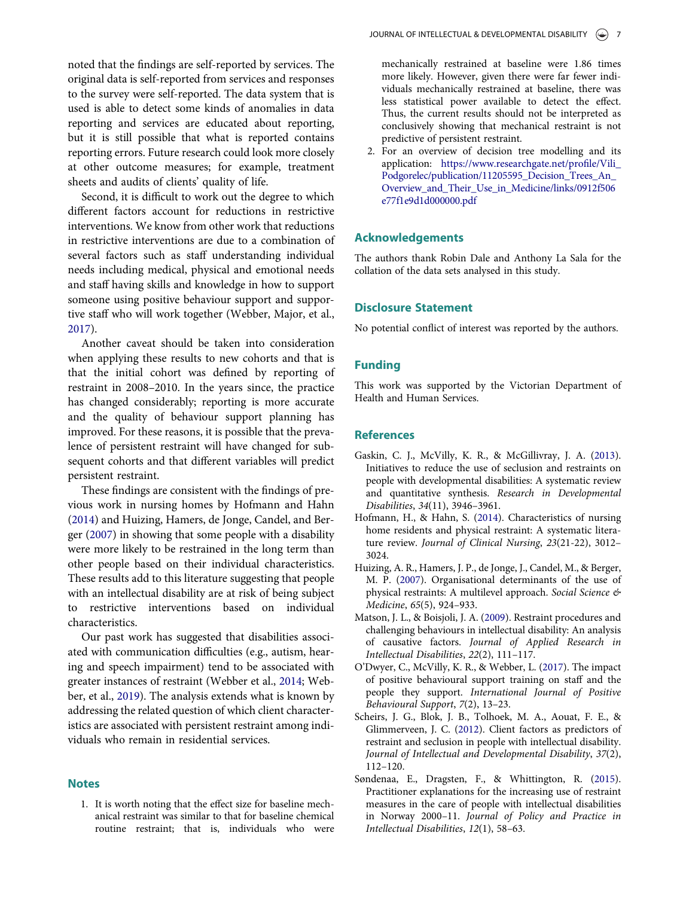noted that the findings are self-reported by services. The original data is self-reported from services and responses to the survey were self-reported. The data system that is used is able to detect some kinds of anomalies in data reporting and services are educated about reporting, but it is still possible that what is reported contains reporting errors. Future research could look more closely at other outcome measures; for example, treatment sheets and audits of clients' quality of life.

Second, it is difficult to work out the degree to which different factors account for reductions in restrictive interventions. We know from other work that reductions in restrictive interventions are due to a combination of several factors such as staff understanding individual needs including medical, physical and emotional needs and staff having skills and knowledge in how to support someone using positive behaviour support and supportive staff who will work together (Webber, Major, et al., 2017).

Another caveat should be taken into consideration when applying these results to new cohorts and that is that the initial cohort was defined by reporting of restraint in 2008–2010. In the years since, the practice has changed considerably; reporting is more accurate and the quality of behaviour support planning has improved. For these reasons, it is possible that the prevalence of persistent restraint will have changed for subsequent cohorts and that different variables will predict persistent restraint.

These findings are consistent with the findings of previous work in nursing homes by Hofmann and Hahn (2014) and Huizing, Hamers, de Jonge, Candel, and Berger (2007) in showing that some people with a disability were more likely to be restrained in the long term than other people based on their individual characteristics. These results add to this literature suggesting that people with an intellectual disability are at risk of being subject to restrictive interventions based on individual characteristics.

Our past work has suggested that disabilities associated with communication difficulties (e.g., autism, hearing and speech impairment) tend to be associated with greater instances of restraint (Webber et al., 2014; Webber, et al., 2019). The analysis extends what is known by addressing the related question of which client characteristics are associated with persistent restraint among individuals who remain in residential services.

## Notes

1. It is worth noting that the effect size for baseline mechanical restraint was similar to that for baseline chemical routine restraint; that is, individuals who were mechanically restrained at baseline were 1.86 times more likely. However, given there were far fewer individuals mechanically restrained at baseline, there was less statistical power available to detect the effect. Thus, the current results should not be interpreted as conclusively showing that mechanical restraint is not predictive of persistent restraint.
2. For an overview of decision tree modelling and its application: https://www.researchgate.net/profile/Vili_Podgorelec/publication/11205595_Decision_Trees_An_Overview_and_Their_Use_in_Medicine/links/0912f506e77f1e9d1d000000.pdf

## Acknowledgements

The authors thank Robin Dale and Anthony La Sala for the collation of the data sets analysed in this study.

## Disclosure Statement

No potential conflict of interest was reported by the authors.

## Funding

This work was supported by the Victorian Department of Health and Human Services.

## References

Gaskin, C. J., McVilly, K. R., & McGillivray, J. A. (2013). Initiatives to reduce the use of seclusion and restraints on people with developmental disabilities: A systematic review and quantitative synthesis. *Research in Developmental Disabilities*, *34*(11), 3946–3961.

Hofmann, H., & Hahn, S. (2014). Characteristics of nursing home residents and physical restraint: A systematic literature review. *Journal of Clinical Nursing*, *23*(21-22), 3012–3024.

Huizing, A. R., Hamers, J. P., de Jonge, J., Candel, M., & Berger, M. P. (2007). Organisational determinants of the use of physical restraints: A multilevel approach. *Social Science & Medicine*, *65*(5), 924–933.

Matson, J. L., & Boisjoli, J. A. (2009). Restraint procedures and challenging behaviours in intellectual disability: An analysis of causative factors. *Journal of Applied Research in Intellectual Disabilities*, *22*(2), 111–117.

O'Dwyer, C., McVilly, K. R., & Webber, L. (2017). The impact of positive behavioural support training on staff and the people they support. *International Journal of Positive Behavioural Support*, *7*(2), 13–23.

Scheirs, J. G., Blok, J. B., Tolhoek, M. A., Aouat, F. E., & Glimmerveen, J. C. (2012). Client factors as predictors of restraint and seclusion in people with intellectual disability. *Journal of Intellectual and Developmental Disability*, *37*(2), 112–120.

Søndenaa, E., Dragsten, F., & Whittington, R. (2015). Practitioner explanations for the increasing use of restraint measures in the care of people with intellectual disabilities in Norway 2000–11. *Journal of Policy and Practice in Intellectual Disabilities*, *12*(1), 58–63.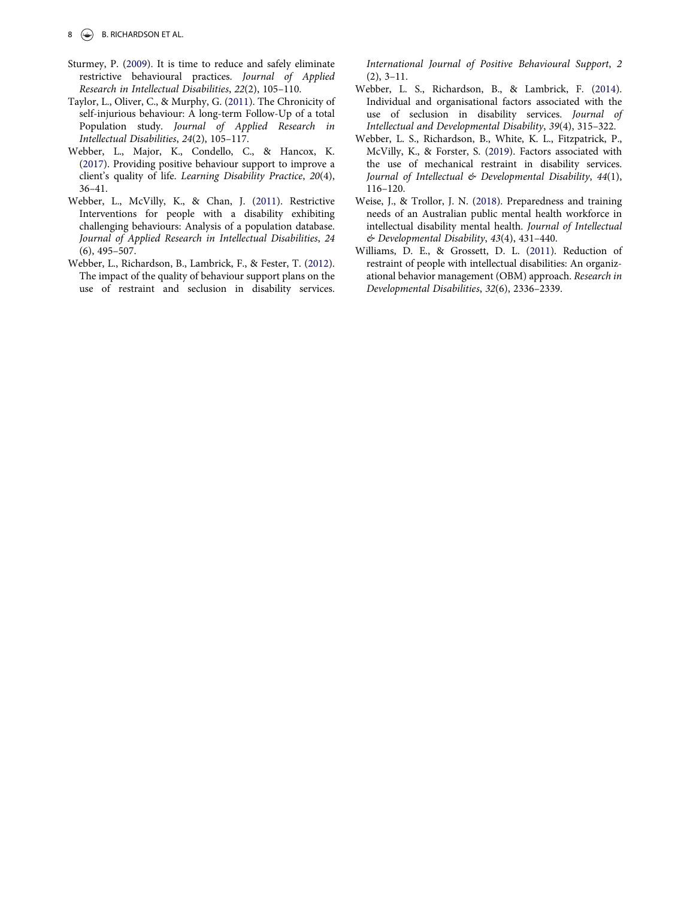Sturmey, P. (2009). It is time to reduce and safely eliminate restrictive behavioural practices. *Journal of Applied Research in Intellectual Disabilities*, *22*(2), 105–110.

Taylor, L., Oliver, C., & Murphy, G. (2011). The Chronicity of self-injurious behaviour: A long-term Follow-Up of a total Population study. *Journal of Applied Research in Intellectual Disabilities*, *24*(2), 105–117.

Webber, L., Major, K., Condello, C., & Hancox, K. (2017). Providing positive behaviour support to improve a client's quality of life. *Learning Disability Practice*, *20*(4), 36–41.

Webber, L., McVilly, K., & Chan, J. (2011). Restrictive Interventions for people with a disability exhibiting challenging behaviours: Analysis of a population database. *Journal of Applied Research in Intellectual Disabilities*, *24*(6), 495–507.

Webber, L., Richardson, B., Lambrick, F., & Fester, T. (2012). The impact of the quality of behaviour support plans on the use of restraint and seclusion in disability services. *International Journal of Positive Behavioural Support*, *2*(2), 3–11.

Webber, L. S., Richardson, B., & Lambrick, F. (2014). Individual and organisational factors associated with the use of seclusion in disability services. *Journal of Intellectual and Developmental Disability*, *39*(4), 315–322.

Webber, L. S., Richardson, B., White, K. L., Fitzpatrick, P., McVilly, K., & Forster, S. (2019). Factors associated with the use of mechanical restraint in disability services. *Journal of Intellectual & Developmental Disability*, *44*(1), 116–120.

Weise, J., & Trollor, J. N. (2018). Preparedness and training needs of an Australian public mental health workforce in intellectual disability mental health. *Journal of Intellectual & Developmental Disability*, *43*(4), 431–440.

Williams, D. E., & Grossett, D. L. (2011). Reduction of restraint of people with intellectual disabilities: An organizational behavior management (OBM) approach. *Research in Developmental Disabilities*, *32*(6), 2336–2339.